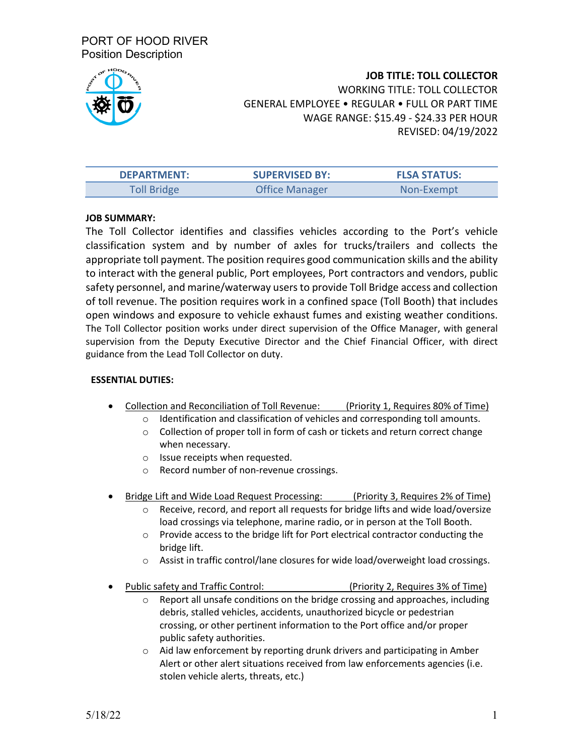PORT OF HOOD RIVER
Position Description

**JOB TITLE: TOLL COLLECTOR**
WORKING TITLE: TOLL COLLECTOR
GENERAL EMPLOYEE • REGULAR • FULL OR PART TIME
WAGE RANGE: $15.49 - $24.33 PER HOUR
REVISED: 04/19/2022

| DEPARTMENT: | SUPERVISED BY: | FLSA STATUS: |
|---|---|---|
| Toll Bridge | Office Manager | Non-Exempt |

**JOB SUMMARY:**

The Toll Collector identifies and classifies vehicles according to the Port's vehicle classification system and by number of axles for trucks/trailers and collects the appropriate toll payment. The position requires good communication skills and the ability to interact with the general public, Port employees, Port contractors and vendors, public safety personnel, and marine/waterway users to provide Toll Bridge access and collection of toll revenue. The position requires work in a confined space (Toll Booth) that includes open windows and exposure to vehicle exhaust fumes and existing weather conditions. The Toll Collector position works under direct supervision of the Office Manager, with general supervision from the Deputy Executive Director and the Chief Financial Officer, with direct guidance from the Lead Toll Collector on duty.

**ESSENTIAL DUTIES:**

- Collection and Reconciliation of Toll Revenue: (Priority 1, Requires 80% of Time)
  - Identification and classification of vehicles and corresponding toll amounts.
  - Collection of proper toll in form of cash or tickets and return correct change when necessary.
  - Issue receipts when requested.
  - Record number of non-revenue crossings.
- Bridge Lift and Wide Load Request Processing: (Priority 3, Requires 2% of Time)
  - Receive, record, and report all requests for bridge lifts and wide load/oversize load crossings via telephone, marine radio, or in person at the Toll Booth.
  - Provide access to the bridge lift for Port electrical contractor conducting the bridge lift.
  - Assist in traffic control/lane closures for wide load/overweight load crossings.
- Public safety and Traffic Control: (Priority 2, Requires 3% of Time)
  - Report all unsafe conditions on the bridge crossing and approaches, including debris, stalled vehicles, accidents, unauthorized bicycle or pedestrian crossing, or other pertinent information to the Port office and/or proper public safety authorities.
  - Aid law enforcement by reporting drunk drivers and participating in Amber Alert or other alert situations received from law enforcements agencies (i.e. stolen vehicle alerts, threats, etc.)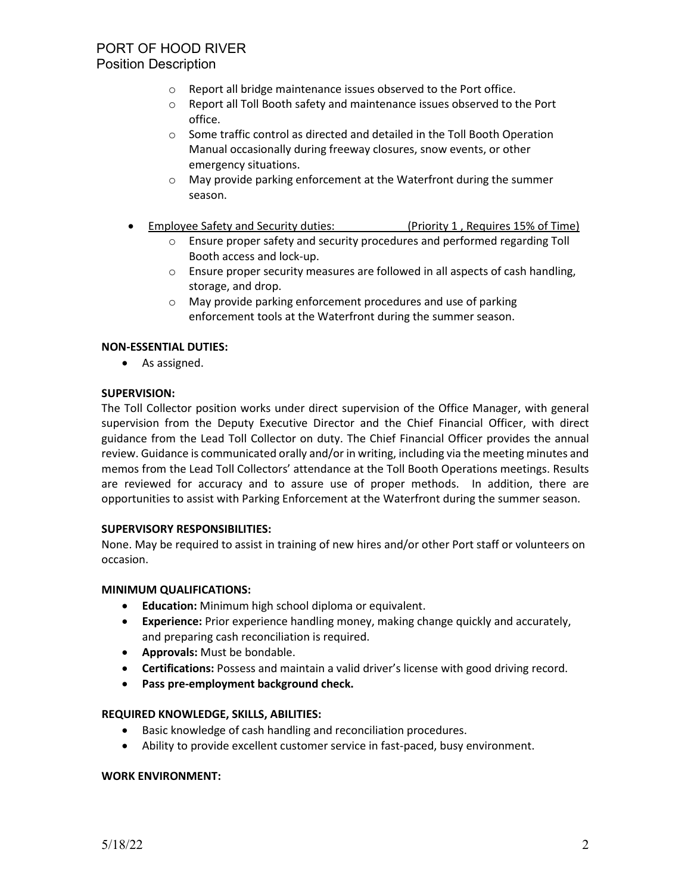- Report all bridge maintenance issues observed to the Port office.
    - Report all Toll Booth safety and maintenance issues observed to the Port office.
    - Some traffic control as directed and detailed in the Toll Booth Operation Manual occasionally during freeway closures, snow events, or other emergency situations.
    - May provide parking enforcement at the Waterfront during the summer season.
- Employee Safety and Security duties: (Priority 1 , Requires 15% of Time)
    - Ensure proper safety and security procedures and performed regarding Toll Booth access and lock-up.
    - Ensure proper security measures are followed in all aspects of cash handling, storage, and drop.
    - May provide parking enforcement procedures and use of parking enforcement tools at the Waterfront during the summer season.

**NON-ESSENTIAL DUTIES:**

- As assigned.

**SUPERVISION:**

The Toll Collector position works under direct supervision of the Office Manager, with general supervision from the Deputy Executive Director and the Chief Financial Officer, with direct guidance from the Lead Toll Collector on duty. The Chief Financial Officer provides the annual review. Guidance is communicated orally and/or in writing, including via the meeting minutes and memos from the Lead Toll Collectors' attendance at the Toll Booth Operations meetings. Results are reviewed for accuracy and to assure use of proper methods. In addition, there are opportunities to assist with Parking Enforcement at the Waterfront during the summer season.

**SUPERVISORY RESPONSIBILITIES:**

None. May be required to assist in training of new hires and/or other Port staff or volunteers on occasion.

**MINIMUM QUALIFICATIONS:**

- **Education:** Minimum high school diploma or equivalent.
- **Experience:** Prior experience handling money, making change quickly and accurately, and preparing cash reconciliation is required.
- **Approvals:** Must be bondable.
- **Certifications:** Possess and maintain a valid driver's license with good driving record.
- **Pass pre-employment background check.**

**REQUIRED KNOWLEDGE, SKILLS, ABILITIES:**

- Basic knowledge of cash handling and reconciliation procedures.
- Ability to provide excellent customer service in fast-paced, busy environment.

**WORK ENVIRONMENT:**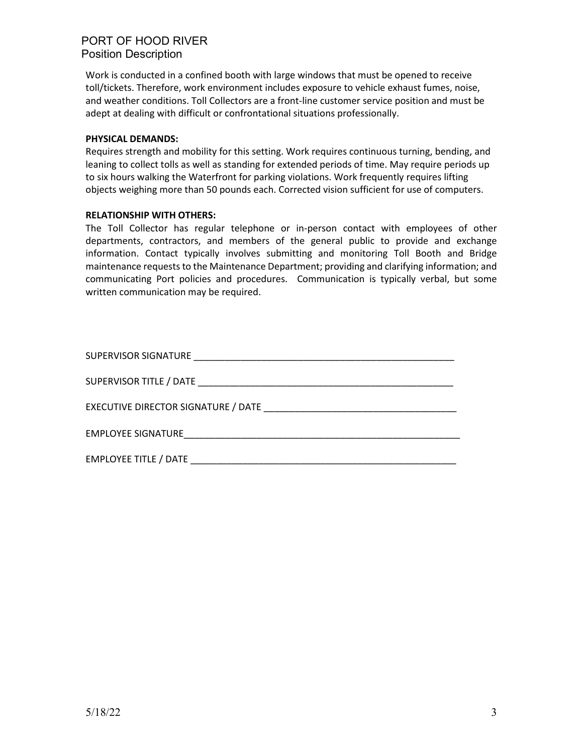Work is conducted in a confined booth with large windows that must be opened to receive toll/tickets. Therefore, work environment includes exposure to vehicle exhaust fumes, noise, and weather conditions. Toll Collectors are a front-line customer service position and must be adept at dealing with difficult or confrontational situations professionally.

**PHYSICAL DEMANDS:**
Requires strength and mobility for this setting. Work requires continuous turning, bending, and leaning to collect tolls as well as standing for extended periods of time. May require periods up to six hours walking the Waterfront for parking violations. Work frequently requires lifting objects weighing more than 50 pounds each. Corrected vision sufficient for use of computers.

**RELATIONSHIP WITH OTHERS:**
The Toll Collector has regular telephone or in-person contact with employees of other departments, contractors, and members of the general public to provide and exchange information. Contact typically involves submitting and monitoring Toll Booth and Bridge maintenance requests to the Maintenance Department; providing and clarifying information; and communicating Port policies and procedures. Communication is typically verbal, but some written communication may be required.

SUPERVISOR SIGNATURE ____________________________________________________

SUPERVISOR TITLE / DATE __________________________________________________

EXECUTIVE DIRECTOR SIGNATURE / DATE _____________________________________

EMPLOYEE SIGNATURE_______________________________________________________

EMPLOYEE TITLE / DATE _____________________________________________________